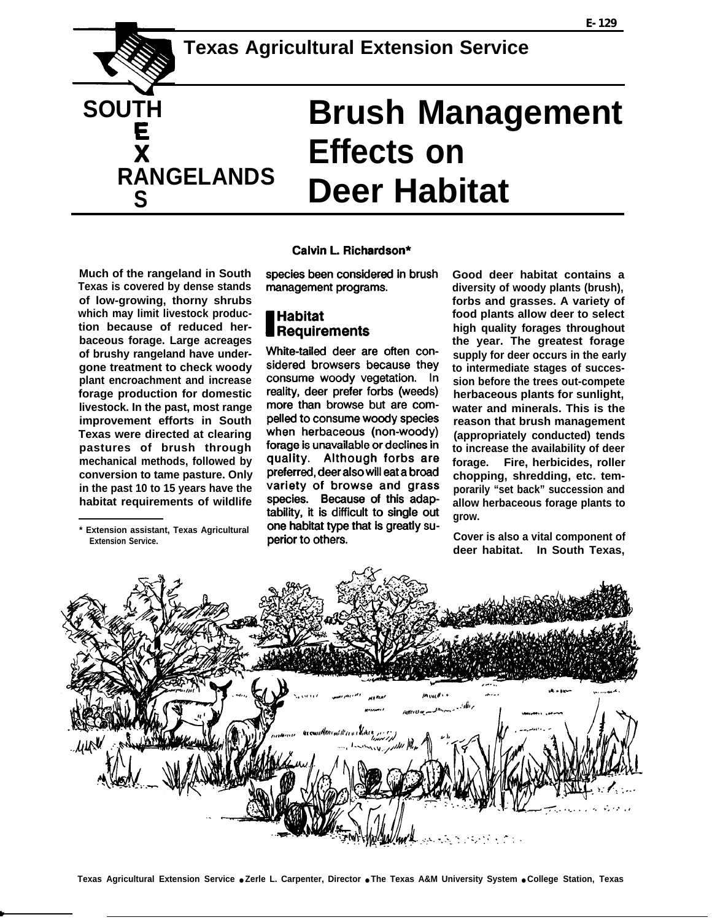E-129

**Texas Agricultural Extension Service**

SOUTH TEXAS RANGELANDS

# Brush Management Effects on Deer Habitat

Calvin L. Richardson*

**Much of the rangeland in South Texas is covered by dense stands of low-growing, thorny shrubs which may limit livestock production because of reduced herbaceous forage. Large acreages of brushy rangeland have undergone treatment to check woody plant encroachment and increase forage production for domestic livestock. In the past, most range improvement efforts in South Texas were directed at clearing pastures of brush through mechanical methods, followed by conversion to tame pasture. Only in the past 10 to 15 years have the habitat requirements of wildlife species been considered in brush management programs.**

## Habitat Requirements

White-tailed deer are often considered browsers because they consume woody vegetation. In reality, deer prefer forbs (weeds) more than browse but are compelled to consume woody species when herbaceous (non-woody) forage is unavailable or declines in quality. Although forbs are preferred, deer also will eat a broad variety of browse and grass species. Because of this adaptability, it is difficult to single out one habitat type that is greatly superior to others.

Good deer habitat contains a diversity of woody plants (brush), forbs and grasses. A variety of food plants allow deer to select high quality forages throughout the year. The greatest forage supply for deer occurs in the early to intermediate stages of succession before the trees out-compete herbaceous plants for sunlight, water and minerals. This is the reason that brush management (appropriately conducted) tends to increase the availability of deer forage. Fire, herbicides, roller chopping, shredding, etc. temporarily "set back" succession and allow herbaceous forage plants to grow.

Cover is also a vital component of deer habitat. In South Texas,

\* Extension assistant, Texas Agricultural Extension Service.

Texas Agricultural Extension Service • Zerle L. Carpenter, Director • The Texas A&M University System • College Station, Texas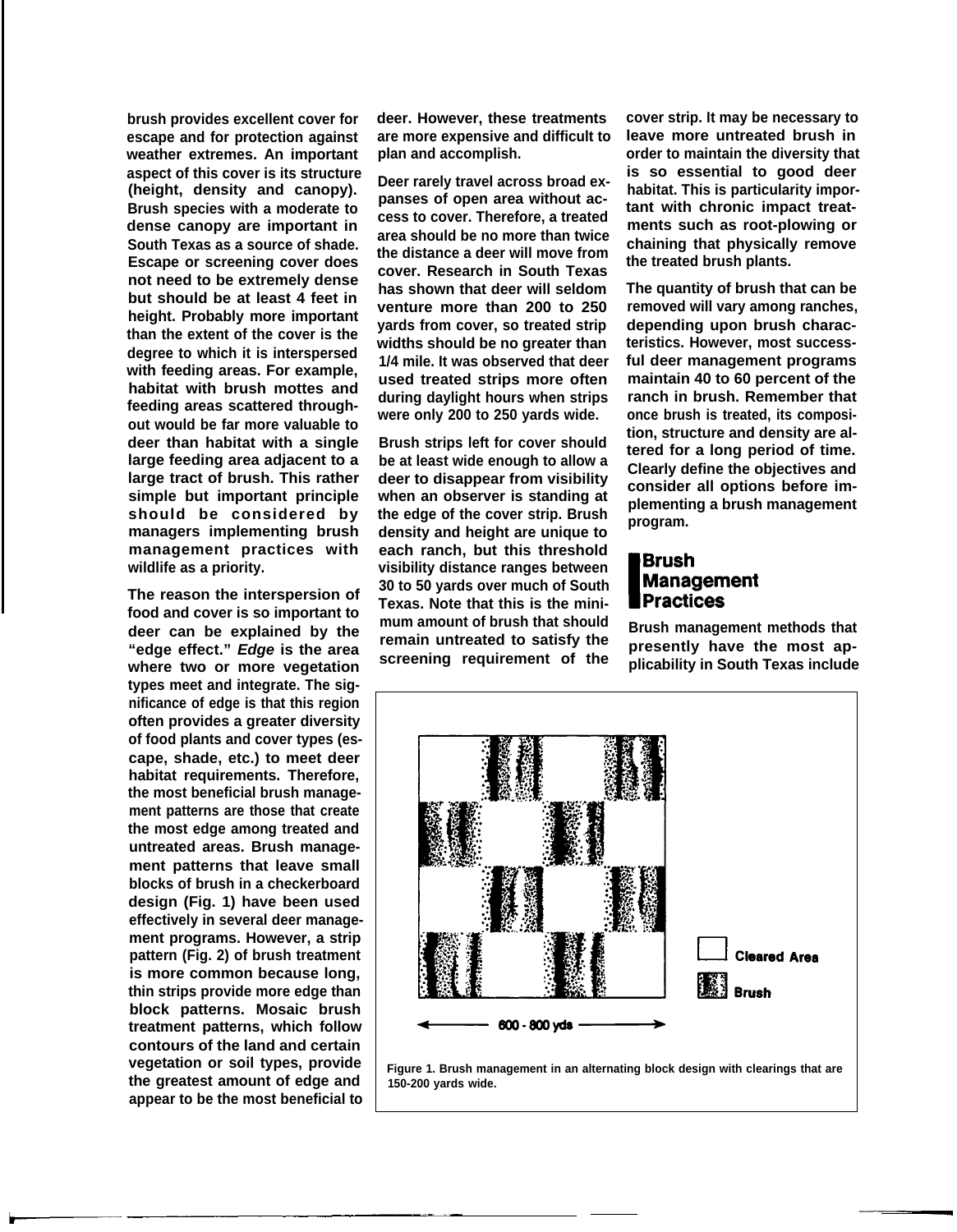brush provides excellent cover for escape and for protection against weather extremes. An important aspect of this cover is its structure (height, density and canopy). Brush species with a moderate to dense canopy are important in South Texas as a source of shade. Escape or screening cover does not need to be extremely dense but should be at least 4 feet in height. Probably more important than the extent of the cover is the degree to which it is interspersed with feeding areas. For example, habitat with brush mottes and feeding areas scattered throughout would be far more valuable to deer than habitat with a single large feeding area adjacent to a large tract of brush. This rather simple but important principle should be considered by managers implementing brush management practices with wildlife as a priority.

The reason the interspersion of food and cover is so important to deer can be explained by the "edge effect." *Edge* is the area where two or more vegetation types meet and integrate. The significance of edge is that this region often provides a greater diversity of food plants and cover types (escape, shade, etc.) to meet deer habitat requirements. Therefore, the most beneficial brush management patterns are those that create the most edge among treated and untreated areas. Brush management patterns that leave small blocks of brush in a checkerboard design (Fig. 1) have been used effectively in several deer management programs. However, a strip pattern (Fig. 2) of brush treatment is more common because long, thin strips provide more edge than block patterns. Mosaic brush treatment patterns, which follow contours of the land and certain vegetation or soil types, provide the greatest amount of edge and appear to be the most beneficial to deer. However, these treatments are more expensive and difficult to plan and accomplish.

Deer rarely travel across broad expanses of open area without access to cover. Therefore, a treated area should be no more than twice the distance a deer will move from cover. Research in South Texas has shown that deer will seldom venture more than 200 to 250 yards from cover, so treated strip widths should be no greater than 1/4 mile. It was observed that deer used treated strips more often during daylight hours when strips were only 200 to 250 yards wide.

Brush strips left for cover should be at least wide enough to allow a deer to disappear from visibility when an observer is standing at the edge of the cover strip. Brush density and height are unique to each ranch, but this threshold visibility distance ranges between 30 to 50 yards over much of South Texas. Note that this is the minimum amount of brush that should remain untreated to satisfy the screening requirement of the cover strip. It may be necessary to leave more untreated brush in order to maintain the diversity that is so essential to good deer habitat. This is particularity important with chronic impact treatments such as root-plowing or chaining that physically remove the treated brush plants.

The quantity of brush that can be removed will vary among ranches, depending upon brush characteristics. However, most successful deer management programs maintain 40 to 60 percent of the ranch in brush. Remember that once brush is treated, its composition, structure and density are altered for a long period of time. Clearly define the objectives and consider all options before implementing a brush management program.

## Brush Management Practices

Brush management methods that presently have the most applicability in South Texas include

Cleared Area

Brush

600 - 800 yds

Figure 1. Brush management in an alternating block design with clearings that are 150-200 yards wide.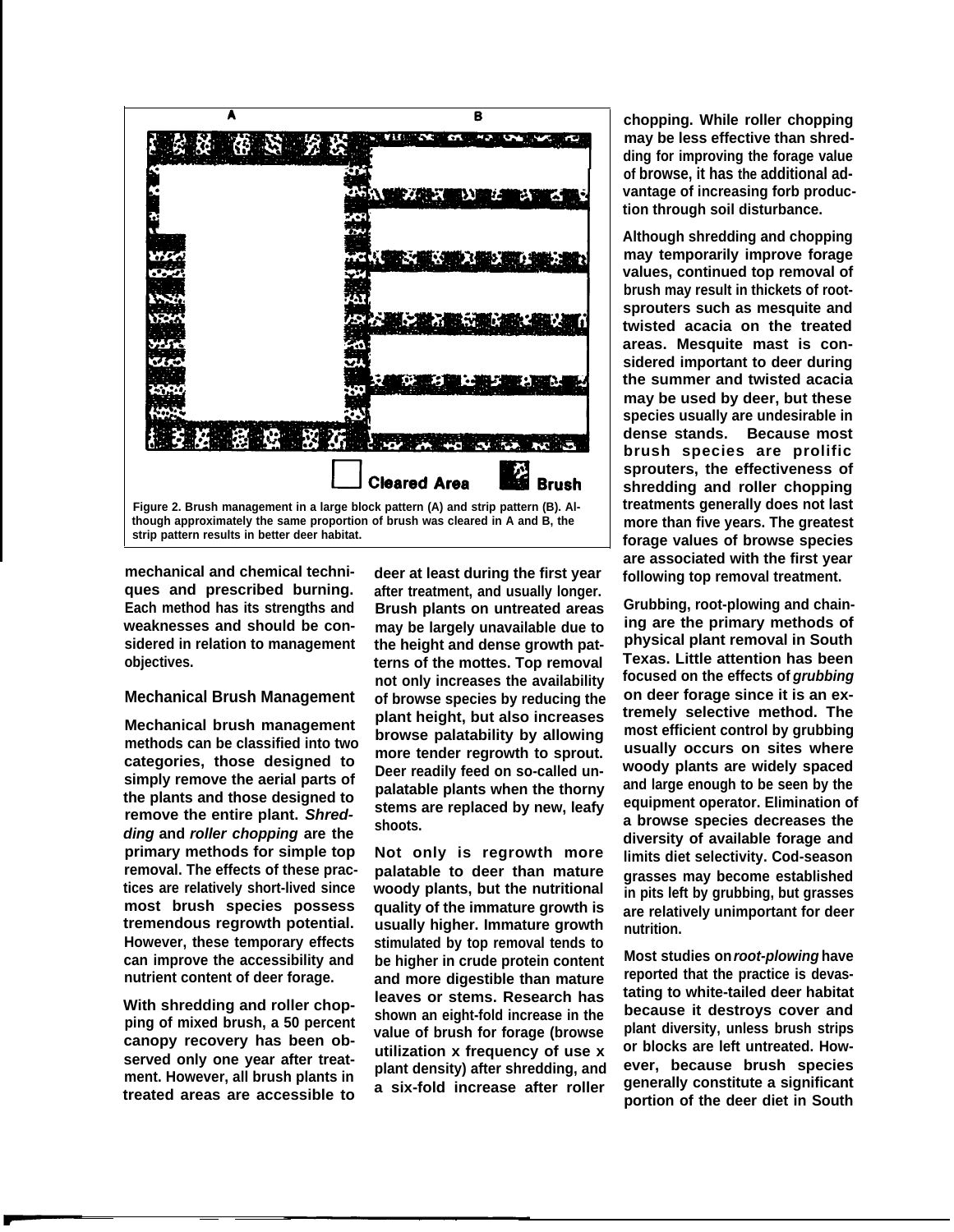Figure 2. Brush management in a large block pattern (A) and strip pattern (B). Although approximately the same proportion of brush was cleared in A and B, the strip pattern results in better deer habitat.

mechanical and chemical techniques and prescribed burning. Each method has its strengths and weaknesses and should be considered in relation to management objectives.

## Mechanical Brush Management

Mechanical brush management methods can be classified into two categories, those designed to simply remove the aerial parts of the plants and those designed to remove the entire plant. *Shredding* and *roller chopping* are the primary methods for simple top removal. The effects of these practices are relatively short-lived since most brush species possess tremendous regrowth potential. However, these temporary effects can improve the accessibility and nutrient content of deer forage.

With shredding and roller chopping of mixed brush, a 50 percent canopy recovery has been observed only one year after treatment. However, all brush plants in treated areas are accessible to deer at least during the first year after treatment, and usually longer. Brush plants on untreated areas may be largely unavailable due to the height and dense growth patterns of the mottes. Top removal not only increases the availability of browse species by reducing the plant height, but also increases browse palatability by allowing more tender regrowth to sprout. Deer readily feed on so-called unpalatable plants when the thorny stems are replaced by new, leafy shoots.

Not only is regrowth more palatable to deer than mature woody plants, but the nutritional quality of the immature growth is usually higher. Immature growth stimulated by top removal tends to be higher in crude protein content and more digestible than mature leaves or stems. Research has shown an eight-fold increase in the value of brush for forage (browse utilization x frequency of use x plant density) after shredding, and a six-fold increase after roller chopping. While roller chopping may be less effective than shredding for improving the forage value of browse, it has the additional advantage of increasing forb production through soil disturbance.

Although shredding and chopping may temporarily improve forage values, continued top removal of brush may result in thickets of root-sprouters such as mesquite and twisted acacia on the treated areas. Mesquite mast is considered important to deer during the summer and twisted acacia may be used by deer, but these species usually are undesirable in dense stands. Because most brush species are prolific sprouters, the effectiveness of shredding and roller chopping treatments generally does not last more than five years. The greatest forage values of browse species are associated with the first year following top removal treatment.

Grubbing, root-plowing and chaining are the primary methods of physical plant removal in South Texas. Little attention has been focused on the effects of *grubbing* on deer forage since it is an extremely selective method. The most efficient control by grubbing usually occurs on sites where woody plants are widely spaced and large enough to be seen by the equipment operator. Elimination of a browse species decreases the diversity of available forage and limits diet selectivity. Cod-season grasses may become established in pits left by grubbing, but grasses are relatively unimportant for deer nutrition.

Most studies on *root-plowing* have reported that the practice is devastating to white-tailed deer habitat because it destroys cover and plant diversity, unless brush strips or blocks are left untreated. However, because brush species generally constitute a significant portion of the deer diet in South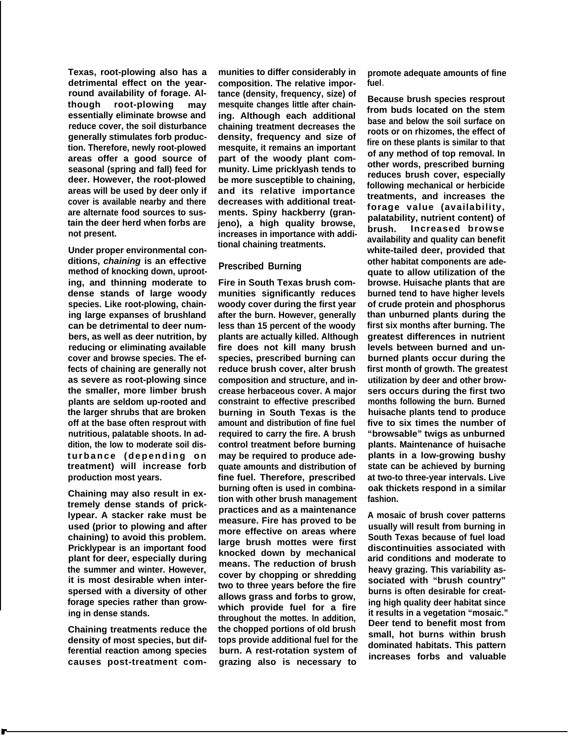Texas, root-plowing also has a detrimental effect on the year-round availability of forage. Although root-plowing may essentially eliminate browse and reduce cover, the soil disturbance generally stimulates forb production. Therefore, newly root-plowed areas offer a good source of seasonal (spring and fall) feed for deer. However, the root-plowed areas will be used by deer only if cover is available nearby and there are alternate food sources to sustain the deer herd when forbs are not present.

Under proper environmental conditions, *chaining* is an effective method of knocking down, uprooting, and thinning moderate to dense stands of large woody species. Like root-plowing, chaining large expanses of brushland can be detrimental to deer numbers, as well as deer nutrition, by reducing or eliminating available cover and browse species. The effects of chaining are generally not as severe as root-plowing since the smaller, more limber brush plants are seldom up-rooted and the larger shrubs that are broken off at the base often resprout with nutritious, palatable shoots. In addition, the low to moderate soil disturbance (depending on treatment) will increase forb production most years.

Chaining may also result in extremely dense stands of pricklypear. A stacker rake must be used (prior to plowing and after chaining) to avoid this problem. Pricklypear is an important food plant for deer, especially during the summer and winter. However, it is most desirable when interspersed with a diversity of other forage species rather than growing in dense stands.

Chaining treatments reduce the density of most species, but differential reaction among species causes post-treatment communities to differ considerably in composition. The relative importance (density, frequency, size) of mesquite changes little after chaining. Although each additional chaining treatment decreases the density, frequency and size of mesquite, it remains an important part of the woody plant community. Lime pricklyash tends to be more susceptible to chaining, and its relative importance decreases with additional treatments. Spiny hackberry (granjeno), a high quality browse, increases in importance with additional chaining treatments.

## Prescribed Burning

Fire in South Texas brush communities significantly reduces woody cover during the first year after the burn. However, generally less than 15 percent of the woody plants are actually killed. Although fire does not kill many brush species, prescribed burning can reduce brush cover, alter brush composition and structure, and increase herbaceous cover. A major constraint to effective prescribed burning in South Texas is the amount and distribution of fine fuel required to carry the fire. A brush control treatment before burning may be required to produce adequate amounts and distribution of fine fuel. Therefore, prescribed burning often is used in combination with other brush management practices and as a maintenance measure. Fire has proved to be more effective on areas where large brush mottes were first knocked down by mechanical means. The reduction of brush cover by chopping or shredding two to three years before the fire allows grass and forbs to grow, which provide fuel for a fire throughout the mottes. In addition, the chopped portions of old brush tops provide additional fuel for the burn. A rest-rotation system of grazing also is necessary to promote adequate amounts of fine fuel.

Because brush species resprout from buds located on the stem base and below the soil surface on roots or on rhizomes, the effect of fire on these plants is similar to that of any method of top removal. In other words, prescribed burning reduces brush cover, especially following mechanical or herbicide treatments, and increases the forage value (availability, palatability, nutrient content) of brush. Increased browse availability and quality can benefit white-tailed deer, provided that other habitat components are adequate to allow utilization of the browse. Huisache plants that are burned tend to have higher levels of crude protein and phosphorus than unburned plants during the first six months after burning. The greatest differences in nutrient levels between burned and unburned plants occur during the first month of growth. The greatest utilization by deer and other browsers occurs during the first two months following the burn. Burned huisache plants tend to produce five to six times the number of "browsable" twigs as unburned plants. Maintenance of huisache plants in a low-growing bushy state can be achieved by burning at two-to three-year intervals. Live oak thickets respond in a similar fashion.

A mosaic of brush cover patterns usually will result from burning in South Texas because of fuel load discontinuities associated with arid conditions and moderate to heavy grazing. This variability associated with "brush country" burns is often desirable for creating high quality deer habitat since it results in a vegetation "mosaic." Deer tend to benefit most from small, hot burns within brush dominated habitats. This pattern increases forbs and valuable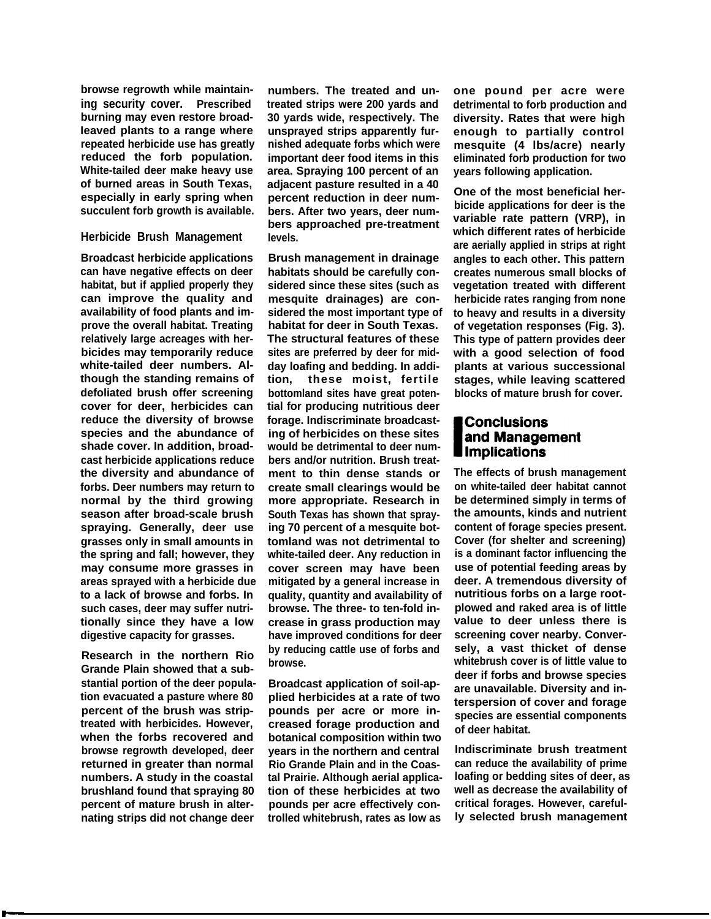browse regrowth while maintaining security cover. Prescribed burning may even restore broadleaved plants to a range where repeated herbicide use has greatly reduced the forb population. White-tailed deer make heavy use of burned areas in South Texas, especially in early spring when succulent forb growth is available.

### Herbicide Brush Management

Broadcast herbicide applications can have negative effects on deer habitat, but if applied properly they can improve the quality and availability of food plants and improve the overall habitat. Treating relatively large acreages with herbicides may temporarily reduce white-tailed deer numbers. Although the standing remains of defoliated brush offer screening cover for deer, herbicides can reduce the diversity of browse species and the abundance of shade cover. In addition, broadcast herbicide applications reduce the diversity and abundance of forbs. Deer numbers may return to normal by the third growing season after broad-scale brush spraying. Generally, deer use grasses only in small amounts in the spring and fall; however, they may consume more grasses in areas sprayed with a herbicide due to a lack of browse and forbs. In such cases, deer may suffer nutritionally since they have a low digestive capacity for grasses.

Research in the northern Rio Grande Plain showed that a substantial portion of the deer population evacuated a pasture where 80 percent of the brush was strip-treated with herbicides. However, when the forbs recovered and browse regrowth developed, deer returned in greater than normal numbers. A study in the coastal brushland found that spraying 80 percent of mature brush in alternating strips did not change deer numbers. The treated and untreated strips were 200 yards and 30 yards wide, respectively. The unsprayed strips apparently furnished adequate forbs which were important deer food items in this area. Spraying 100 percent of an adjacent pasture resulted in a 40 percent reduction in deer numbers. After two years, deer numbers approached pre-treatment levels.

Brush management in drainage habitats should be carefully considered since these sites (such as mesquite drainages) are considered the most important type of habitat for deer in South Texas. The structural features of these sites are preferred by deer for midday loafing and bedding. In addition, these moist, fertile bottomland sites have great potential for producing nutritious deer forage. Indiscriminate broadcasting of herbicides on these sites would be detrimental to deer numbers and/or nutrition. Brush treatment to thin dense stands or create small clearings would be more appropriate. Research in South Texas has shown that spraying 70 percent of a mesquite bottomland was not detrimental to white-tailed deer. Any reduction in cover screen may have been mitigated by a general increase in quality, quantity and availability of browse. The three- to ten-fold increase in grass production may have improved conditions for deer by reducing cattle use of forbs and browse.

Broadcast application of soil-applied herbicides at a rate of two pounds per acre or more increased forage production and botanical composition within two years in the northern and central Rio Grande Plain and in the Coastal Prairie. Although aerial application of these herbicides at two pounds per acre effectively controlled whitebrush, rates as low as one pound per acre were detrimental to forb production and diversity. Rates that were high enough to partially control mesquite (4 lbs/acre) nearly eliminated forb production for two years following application.

One of the most beneficial herbicide applications for deer is the variable rate pattern (VRP), in which different rates of herbicide are aerially applied in strips at right angles to each other. This pattern creates numerous small blocks of vegetation treated with different herbicide rates ranging from none to heavy and results in a diversity of vegetation responses (Fig. 3). This type of pattern provides deer with a good selection of food plants at various successional stages, while leaving scattered blocks of mature brush for cover.

## Conclusions and Management Implications

The effects of brush management on white-tailed deer habitat cannot be determined simply in terms of the amounts, kinds and nutrient content of forage species present. Cover (for shelter and screening) is a dominant factor influencing the use of potential feeding areas by deer. A tremendous diversity of nutritious forbs on a large root-plowed and raked area is of little value to deer unless there is screening cover nearby. Conversely, a vast thicket of dense whitebrush cover is of little value to deer if forbs and browse species are unavailable. Diversity and interspersion of cover and forage species are essential components of deer habitat.

Indiscriminate brush treatment can reduce the availability of prime loafing or bedding sites of deer, as well as decrease the availability of critical forages. However, carefully selected brush management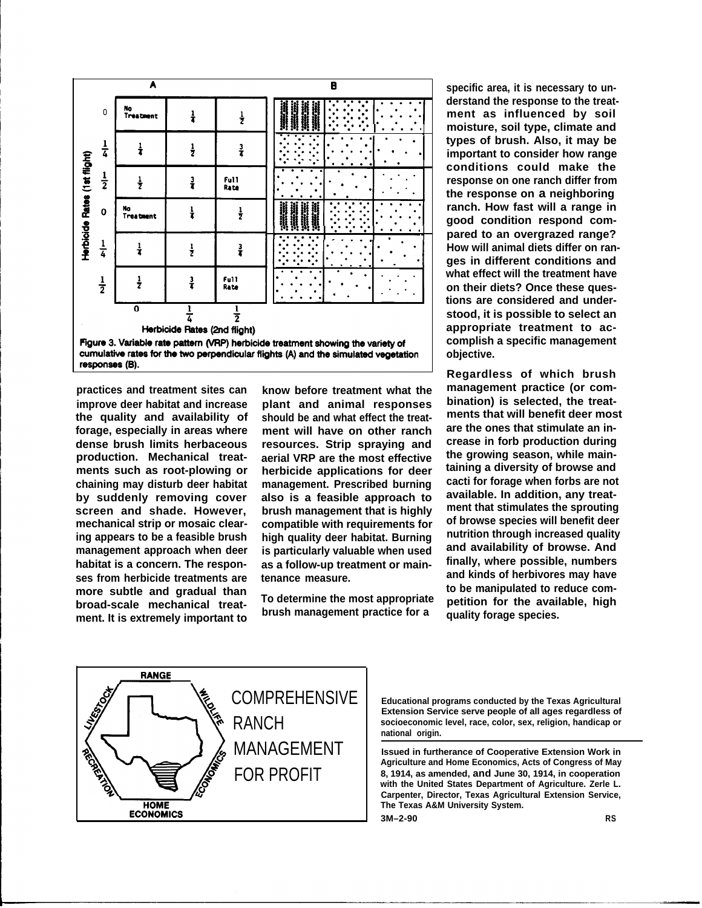A

B

Herbicide Rates (1st flight)

0 | No Treatment | 1/4 | 1/2

1/4 | 1/4 | 1/2 | 3/4

1/2 | 1/2 | 3/4 | Full Rate

0 | No Treatment | 1/4 | 1/2

1/4 | 1/4 | 1/2 | 3/4

1/2 | 1/2 | 3/4 | Full Rate

0 1/4 1/2

Herbicide Rates (2nd flight)

**Figure 3. Variable rate pattern (VRP) herbicide treatment showing the variety of cumulative rates for the two perpendicular flights (A) and the simulated vegetation responses (B).**

practices and treatment sites can improve deer habitat and increase the quality and availability of forage, especially in areas where dense brush limits herbaceous production. Mechanical treatments such as root-plowing or chaining may disturb deer habitat by suddenly removing cover screen and shade. However, mechanical strip or mosaic clearing appears to be a feasible brush management approach when deer habitat is a concern. The responses from herbicide treatments are more subtle and gradual than broad-scale mechanical treatment. It is extremely important to know before treatment what the plant and animal responses should be and what effect the treatment will have on other ranch resources. Strip spraying and aerial VRP are the most effective herbicide applications for deer management. Prescribed burning also is a feasible approach to brush management that is highly compatible with requirements for high quality deer habitat. Burning is particularly valuable when used as a follow-up treatment or maintenance measure.

To determine the most appropriate brush management practice for a specific area, it is necessary to understand the response to the treatment as influenced by soil moisture, soil type, climate and types of brush. Also, it may be important to consider how range conditions could make the response on one ranch differ from the response on a neighboring ranch. How fast will a range in good condition respond compared to an overgrazed range? How will animal diets differ on ranges in different conditions and what effect will the treatment have on their diets? Once these questions are considered and understood, it is possible to select an appropriate treatment to accomplish a specific management objective.

Regardless of which brush management practice (or combination) is selected, the treatments that will benefit deer most are the ones that stimulate an increase in forb production during the growing season, while maintaining a diversity of browse and cacti for forage when forbs are not available. In addition, any treatment that stimulates the sprouting of browse species will benefit deer nutrition through increased quality and availability of browse. And finally, where possible, numbers and kinds of herbivores may have to be manipulated to reduce competition for the available, high quality forage species.

RANGE

WILDLIFE

ECONOMICS

HOME ECONOMICS

RECREATION

LIVESTOCK

COMPREHENSIVE RANCH MANAGEMENT FOR PROFIT

Educational programs conducted by the Texas Agricultural Extension Service serve people of all ages regardless of socioeconomic level, race, color, sex, religion, handicap or national origin.

Issued in furtherance of Cooperative Extension Work in Agriculture and Home Economics, Acts of Congress of May 8, 1914, as amended, and June 30, 1914, in cooperation with the United States Department of Agriculture. Zerle L. Carpenter, Director, Texas Agricultural Extension Service, The Texas A&M University System.

3M–2-90 RS